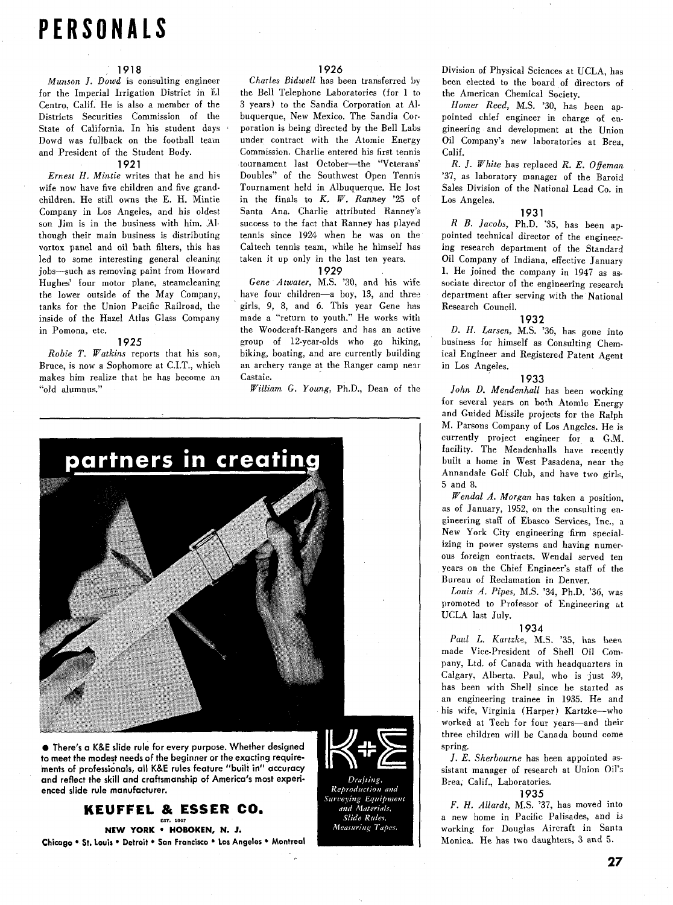# PERSONALS

### 1918

*Munson J. Dowd* is consulting engineer for the Imperial Irrigation District in El Centro, Calif. He is also a member of the Districts Securities Commission of the State of California. In his student days Dowd was fullback on the football team and President of the Student Body.

### 1921

*Ernest H. Mintie* writes that he and his wife now have five children and five grandchildren. He still owns the E. H. Mintie Company in Los Angeles, and his oldest son Jim is in the business with him. Although their main business is distributing vortox panel and oil bath filters, this has led to some interesting general cleaning jobs—such as removing paint from Howard Hughes' four motor plane, steamcleaning the lower outside of the May Company, tanks for the Union Pacific Railroad, the inside of the Hazel Atlas Glass Company in Pomona, etc.

### 1925

*Robie T. Watkins* reports that his son, Bruce, is now a Sophomore at C.I.T., which makes him realize that he has become an "old alumnus."

### 1926

*Charles Bidwell* has been transferred by the Bell Telephone Laboratories (for 1 to 3 years) to the Sandia Corporation at Albuquerque, New Mexico. The Sandia Corporation is being directed by the Bell Labs under contract with the Atomic Energy Commission. Charlie entered his first tennis tournament last October—the "Veterans' Doubles" of the Southwest Open Tennis Tournament held in Albuquerque. He lost in the finals to *K. W. Ranney* '25 of Santa Ana. Charlie attributed Ranney's success to the fact that Ranney has played tennis since 1924 when he was on the Caltech tennis team, while he himself has taken it up only in the last ten years.

### 1929

*Gene Atwater*, M.S. '30, and his wife have four children—a boy, 13, and three girls, 9, 8, and 6. This year Gene has made a "return to youth." He works with the Woodcraft-Rangers and has an active group of 12-year-olds who go hiking, biking, boating, and are currently building an archery range at the Ranger camp near Castaic.

*William G. Young*, Ph.D., Dean of the Division of Physical Sciences at UCLA, has been elected to the board of directors of the American Chemical Society.

*Homer Reed*, M.S. '30, has been appointed chief engineer in charge of engineering and development at the Union Oil Company's new laboratories at Brea, Calif.

*R. J. White* has replaced *R. E. Offeman* '37, as laboratory manager of the Baroid Sales Division of the National Lead Co. in Los Angeles.

### 1931

*R B. Jacobs*, Ph.D. '35, has been appointed technical director of the engineering research department of the Standard Oil Company of Indiana, effective January 1. He joined the company in 1947 as associate director of the engineering research department after serving with the National Research Council.

### 1932

*D. H. Larsen*, M.S. '36, has gone into business for himself as Consulting Chemical Engineer and Registered Patent Agent in Los Angeles.

### 1933

*John D. Mendenhall* has been working for several years on both Atomic Energy and Guided Missile projects for the Ralph M. Parsons Company of Los Angeles. He is currently project engineer for a G.M. facility. The Mendenhalls have recently built a home in West Pasadena, near the Annandale Golf Club, and have two girls, 5 and 8.

*Wendal A. Morgan* has taken a position, as of January, 1952, on the consulting engineering staff of Ebasco Services, Inc., a New York City engineering firm specializing in power systems and having numerous foreign contracts. Wendal served ten years on the Chief Engineer's staff of the Bureau of Reclamation in Denver.

*Louis A. Pipes*, M.S. '34, Ph.D. '36, was promoted to Professor of Engineering at UCLA last July.

### 1934

*Paul L. Kartzke*, M.S. '35, has been made Vice-President of Shell Oil Company, Ltd. of Canada with headquarters in Calgary, Alberta. Paul, who is just 39, has been with Shell since he started as an engineering trainee in 1935. He and his wife, Virginia (Harper) Kartzke—who worked at Tech for four years—and their three children will be Canada bound come spring.

*J. E. Sherbourne* has been appointed assistant manager of research at Union Oil's Brea, Calif., Laboratories.

### 1935

*F. H. Allardt*, M.S. '37, has moved into a new home in Pacific Palisades, and is working for Douglas Aircraft in Santa Monica. He has two daughters, 3 and 5.

---

**partners in creating**

• There's a K&E slide rule for every purpose. Whether designed to meet the modest needs of the beginner or the exacting requirements of professionals, all K&E rules feature "built in" accuracy and reflect the skill and craftsmanship of America's most experienced slide rule manufacturer.

K+E

*Drafting, Reproduction and Surveying Equipment and Materials, Slide Rules, Measuring Tapes.*

**KEUFFEL & ESSER CO.**

EST. 1867

**NEW YORK • HOBOKEN, N. J.**

**Chicago • St. Louis • Detroit • San Francisco • Los Angeles • Montreal**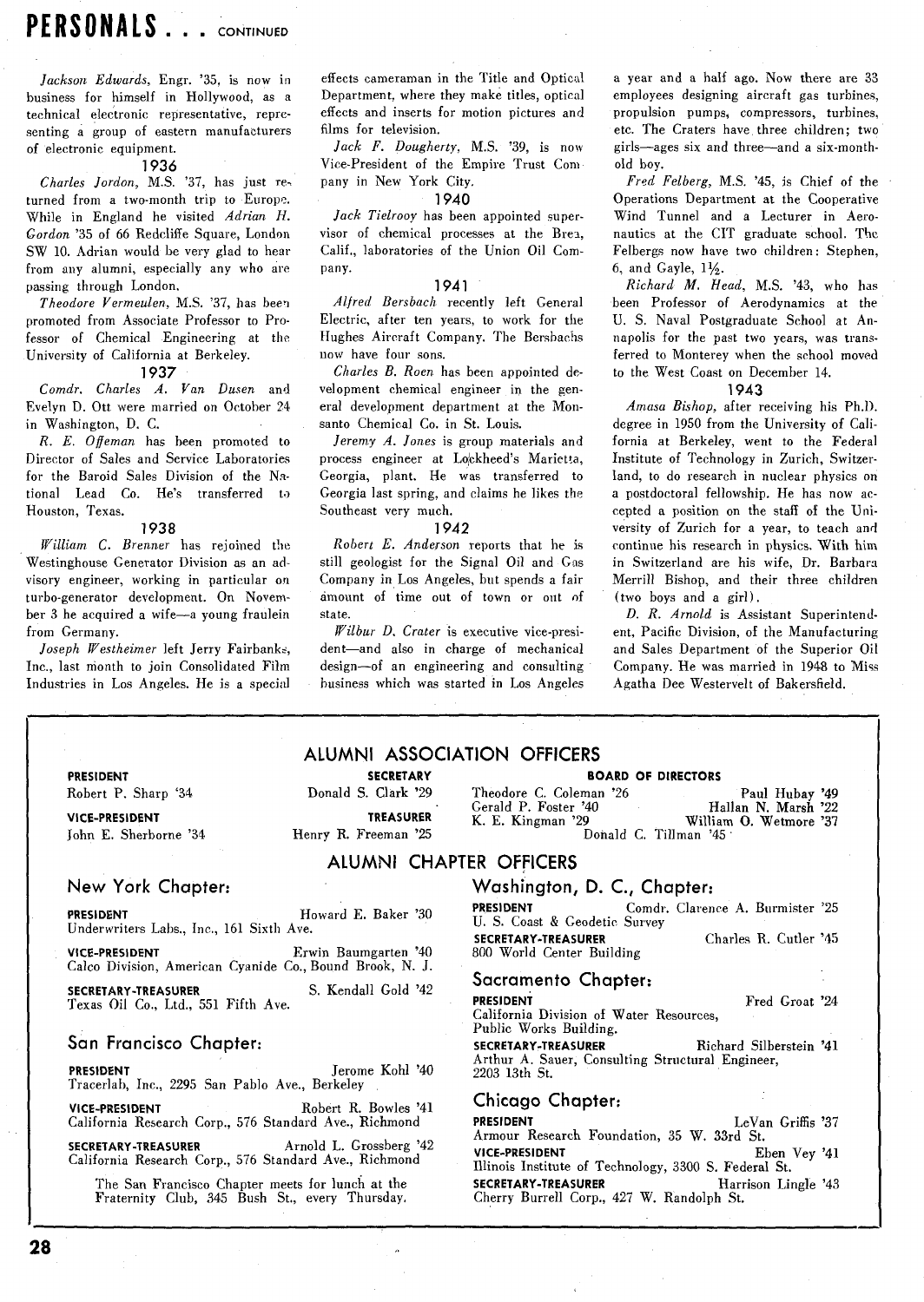# PERSONALS . . . CONTINUED

*Jackson Edwards*, Engr. '35, is now in business for himself in Hollywood, as a technical electronic representative, representing a group of eastern manufacturers of electronic equipment.

### 1936

*Charles Jordon*, M.S. '37, has just returned from a two-month trip to Europe. While in England he visited *Adrian H. Gordon* '35 of 66 Redcliffe Square, London SW 10. Adrian would be very glad to hear from any alumni, especially any who are passing through London.

*Theodore Vermeulen*, M.S. '37, has been promoted from Associate Professor to Professor of Chemical Engineering at the University of California at Berkeley.

### 1937

*Comdr. Charles A. Van Dusen* and Evelyn D. Ott were married on October 24 in Washington, D. C.

*R. E. Offeman* has been promoted to Director of Sales and Service Laboratories for the Baroid Sales Division of the National Lead Co. He's transferred to Houston, Texas.

### 1938

*William C. Brenner* has rejoined the Westinghouse Generator Division as an advisory engineer, working in particular on turbo-generator development. On November 3 he acquired a wife—a young fraulein from Germany.

*Joseph Westheimer* left Jerry Fairbanks, Inc., last month to join Consolidated Film Industries in Los Angeles. He is a special effects cameraman in the Title and Optical Department, where they make titles, optical effects and inserts for motion pictures and films for television.

*Jack F. Dougherty*, M.S. '39, is now Vice-President of the Empire Trust Company in New York City.

### 1940

*Jack Tielrooy* has been appointed supervisor of chemical processes at the Brea, Calif., laboratories of the Union Oil Company.

### 1941

*Alfred Bersbach* recently left General Electric, after ten years, to work for the Hughes Aircraft Company. The Bersbachs now have four sons.

*Charles B. Roen* has been appointed development chemical engineer in the general development department at the Monsanto Chemical Co. in St. Louis.

*Jeremy A. Jones* is group materials and process engineer at Lockheed's Marietta, Georgia, plant. He was transferred to Georgia last spring, and claims he likes the Southeast very much.

### 1942

*Robert E. Anderson* reports that he is still geologist for the Signal Oil and Gas Company in Los Angeles, but spends a fair amount of time out of town or out of state.

*Wilbur D. Crater* is executive vice-president—and also in charge of mechanical design—of an engineering and consulting business which was started in Los Angeles a year and a half ago. Now there are 33 employees designing aircraft gas turbines, propulsion pumps, compressors, turbines, etc. The Craters have three children; two girls—ages six and three—and a six-month-old boy.

*Fred Felberg*, M.S. '45, is Chief of the Operations Department at the Cooperative Wind Tunnel and a Lecturer in Aeronautics at the CIT graduate school. The Felbergs now have two children: Stephen, 6, and Gayle, 1½.

*Richard M. Head*, M.S. '43, who has been Professor of Aerodynamics at the U. S. Naval Postgraduate School at Annapolis for the past two years, was transferred to Monterey when the school moved to the West Coast on December 14.

### 1943

*Amasa Bishop*, after receiving his Ph.D. degree in 1950 from the University of California at Berkeley, went to the Federal Institute of Technology in Zurich, Switzerland, to do research in nuclear physics on a postdoctoral fellowship. He has now accepted a position on the staff of the University of Zurich for a year, to teach and continue his research in physics. With him in Switzerland are his wife, Dr. Barbara Merrill Bishop, and their three children (two boys and a girl).

*D. R. Arnold* is Assistant Superintendent, Pacific Division, of the Manufacturing and Sales Department of the Superior Oil Company. He was married in 1948 to Miss Agatha Dee Westervelt of Bakersfield.

---

## ALUMNI ASSOCIATION OFFICERS

**PRESIDENT**
Robert P. Sharp '34

**VICE-PRESIDENT**
John E. Sherborne '34

**SECRETARY**
Donald S. Clark '29

**TREASURER**
Henry R. Freeman '25

**BOARD OF DIRECTORS**
Theodore C. Coleman '26
Gerald P. Foster '40
K. E. Kingman '29
Paul Hubay '49
Hallan N. Marsh '22
William O. Wetmore '37
Donald C. Tillman '45

## ALUMNI CHAPTER OFFICERS

### New York Chapter:

**PRESIDENT** Howard E. Baker '30
Underwriters Labs., Inc., 161 Sixth Ave.

**VICE-PRESIDENT** Erwin Baumgarten '40
Calco Division, American Cyanide Co., Bound Brook, N. J.

**SECRETARY-TREASURER** S. Kendall Gold '42
Texas Oil Co., Ltd., 551 Fifth Ave.

### San Francisco Chapter:

**PRESIDENT** Jerome Kohl '40
Tracerlab, Inc., 2295 San Pablo Ave., Berkeley

**VICE-PRESIDENT** Robert R. Bowles '41
California Research Corp., 576 Standard Ave., Richmond

**SECRETARY-TREASURER** Arnold L. Grossberg '42
California Research Corp., 576 Standard Ave., Richmond

The San Francisco Chapter meets for lunch at the Fraternity Club, 345 Bush St., every Thursday.

### Washington, D. C., Chapter:

**PRESIDENT** Comdr. Clarence A. Burmister '25
U. S. Coast & Geodetic Survey

**SECRETARY-TREASURER** Charles R. Cutler '45
800 World Center Building

### Sacramento Chapter:

**PRESIDENT** Fred Groat '24
California Division of Water Resources, Public Works Building.

**SECRETARY-TREASURER** Richard Silberstein '41
Arthur A. Sauer, Consulting Structural Engineer, 2203 13th St.

### Chicago Chapter:

**PRESIDENT** LeVan Griffis '37
Armour Research Foundation, 35 W. 33rd St.

**VICE-PRESIDENT** Eben Vey '41
Illinois Institute of Technology, 3300 S. Federal St.

**SECRETARY-TREASURER** Harrison Lingle '43
Cherry Burrell Corp., 427 W. Randolph St.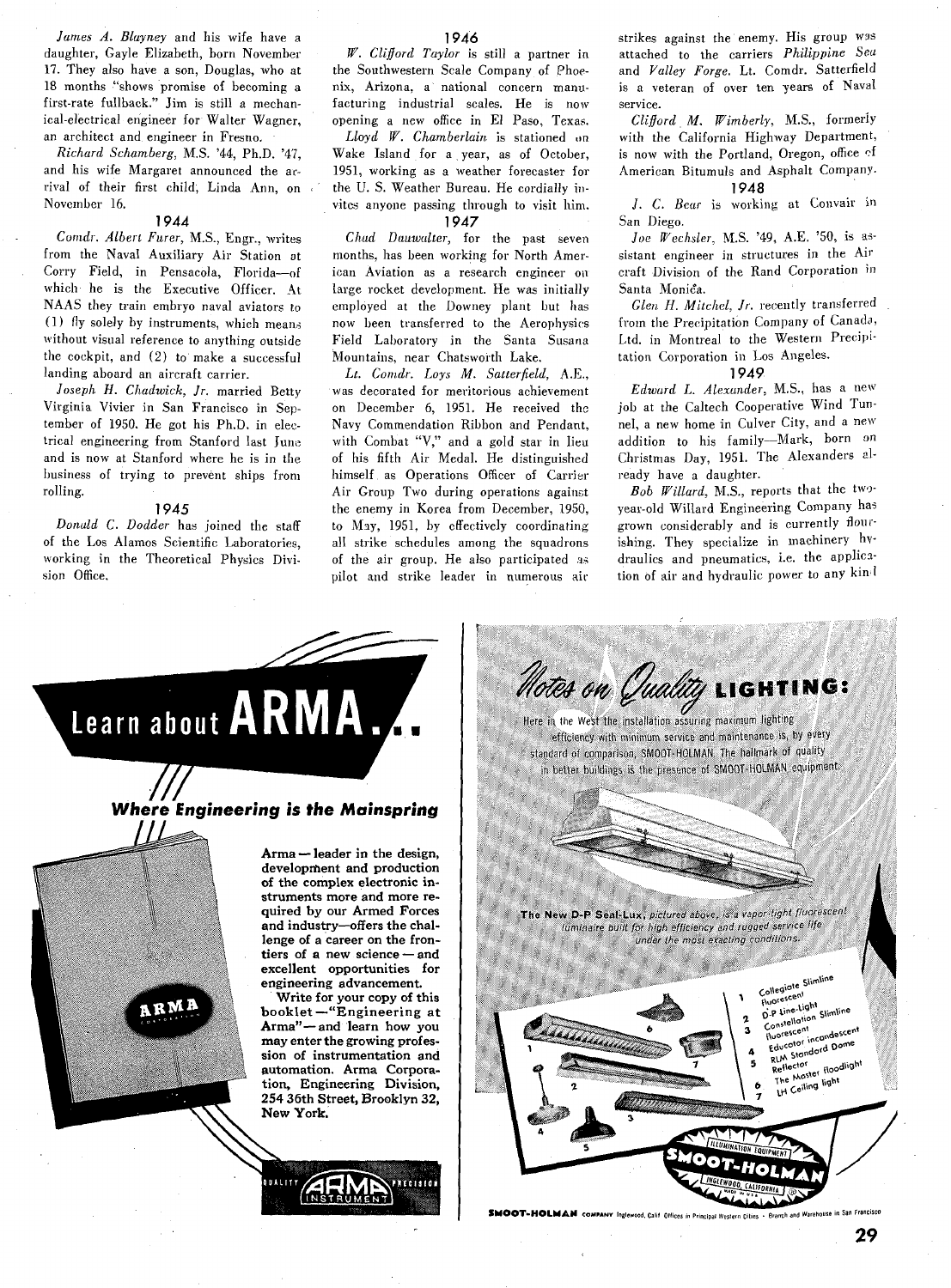*James A. Blayney* and his wife have a daughter, Gayle Elizabeth, born November 17. They also have a son, Douglas, who at 18 months "shows promise of becoming a first-rate fullback." Jim is still a mechanical-electrical engineer for Walter Wagner, an architect and engineer in Fresno.

*Richard Schamberg*, M.S. '44, Ph.D. '47, and his wife Margaret announced the arrival of their first child, Linda Ann, on November 16.

### 1944

*Comdr. Albert Furer*, M.S., Engr., writes from the Naval Auxiliary Air Station at Corry Field, in Pensacola, Florida—of which he is the Executive Officer. At NAAS they train embryo naval aviators to (1) fly solely by instruments, which means without visual reference to anything outside the cockpit, and (2) to make a successful landing aboard an aircraft carrier.

*Joseph H. Chadwick, Jr.* married Betty Virginia Vivier in San Francisco in September of 1950. He got his Ph.D. in electrical engineering from Stanford last June and is now at Stanford where he is in the business of trying to prevent ships from rolling.

### 1945

*Donald C. Dodder* has joined the staff of the Los Alamos Scientific Laboratories, working in the Theoretical Physics Division Office.

### 1946

*W. Clifford Taylor* is still a partner in the Southwestern Scale Company of Phoenix, Arizona, a national concern manufacturing industrial scales. He is now opening a new office in El Paso, Texas.

*Lloyd W. Chamberlain* is stationed on Wake Island for a year, as of October, 1951, working as a weather forecaster for the U. S. Weather Bureau. He cordially invites anyone passing through to visit him.

### 1947

*Chad Dauwalter*, for the past seven months, has been working for North American Aviation as a research engineer on large rocket development. He was initially employed at the Downey plant but has now been transferred to the Aerophysics Field Laboratory in the Santa Susana Mountains, near Chatsworth Lake.

*Lt. Comdr. Loys M. Satterfield*, A.E., was decorated for meritorious achievement on December 6, 1951. He received the Navy Commendation Ribbon and Pendant, with Combat "V," and a gold star in lieu of his fifth Air Medal. He distinguished himself as Operations Officer of Carrier Air Group Two during operations against the enemy in Korea from December, 1950, to May, 1951, by effectively coordinating all strike schedules among the squadrons of the air group. He also participated as pilot and strike leader in numerous air strikes against the enemy. His group was attached to the carriers *Philippine Sea* and *Valley Forge*. Lt. Comdr. Satterfield is a veteran of over ten years of Naval service.

*Clifford M. Wimberly*, M.S., formerly with the California Highway Department, is now with the Portland, Oregon, office of American Bitumuls and Asphalt Company.

### 1948

*J. C. Bear* is working at Convair in San Diego.

*Joe Wechsler*, M.S. '49, A.E. '50, is assistant engineer in structures in the Aircraft Division of the Rand Corporation in Santa Monica.

*Glen H. Mitchel, Jr.* recently transferred from the Precipitation Company of Canada, Ltd. in Montreal to the Western Precipitation Corporation in Los Angeles.

### 1949

*Edward L. Alexander*, M.S., has a new job at the Caltech Cooperative Wind Tunnel, a new home in Culver City, and a new addition to his family—Mark, born on Christmas Day, 1951. The Alexanders already have a daughter.

*Bob Willard*, M.S., reports that the two-year-old Willard Engineering Company has grown considerably and is currently flourishing. They specialize in machinery hydraulics and pneumatics, i.e. the application of air and hydraulic power to any kind

---

## Learn about ARMA...

### Where Engineering is the Mainspring

**Arma — leader in the design, development and production of the complex electronic instruments more and more required by our Armed Forces and industry—offers the challenge of a career on the frontiers of a new science — and excellent opportunities for engineering advancement.**

**Write for your copy of this booklet—"Engineering at Arma"—and learn how you may enter the growing profession of instrumentation and automation. Arma Corporation, Engineering Division, 254 36th Street, Brooklyn 32, New York.**

QUALITY ARMA INSTRUMENT PRECISION

---

## Notes on Quality LIGHTING:

Here in the West the installation assuring maximum lighting efficiency with minimum service and maintenance is, by every standard of comparison, SMOOT-HOLMAN. The hallmark of quality in better buildings is the presence of SMOOT-HOLMAN equipment.

*The New D-P Seal-Lux, pictured above, is a vapor-tight fluorescent luminaire built for high efficiency and rugged service life under the most exacting conditions.*

1. Collegiate Slimline Fluorescent
2. D-P Line-Light
3. Constellation Slimline Fluorescent
4. Educator incandescent RLM Standard Dome Reflector
5. The Master floodlight
6. LH Ceiling light

ILLUMINATION EQUIPMENT — SMOOT-HOLMAN — INGLEWOOD, CALIFORNIA — MADE IN U.S.A.

**SMOOT-HOLMAN COMPANY** Inglewood, Calif Offices in Principal Western Cities • Branch and Warehouse in San Francisco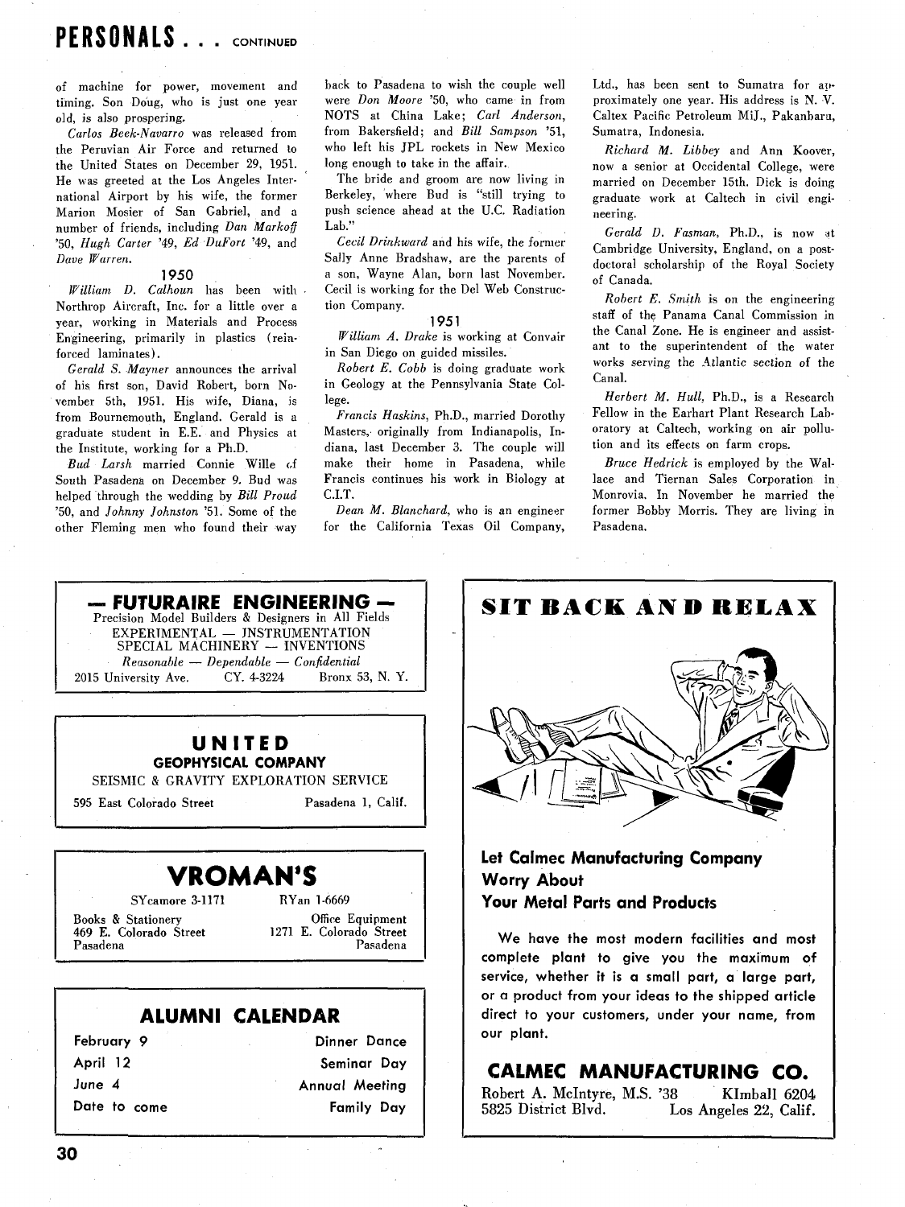## PERSONALS . . . CONTINUED

of machine for power, movement and timing. Son Doug, who is just one year old, is also prospering.

*Carlos Beek-Navarro* was released from the Peruvian Air Force and returned to the United States on December 29, 1951. He was greeted at the Los Angeles International Airport by his wife, the former Marion Mosier of San Gabriel, and a number of friends, including *Dan Markoff* '50, *Hugh Carter* '49, *Ed DuFort* '49, and *Dave Warren.*

### 1950

*William D. Calhoun* has been with Northrop Aircraft, Inc. for a little over a year, working in Materials and Process Engineering, primarily in plastics (reinforced laminates).

*Gerald S. Mayner* announces the arrival of his first son, David Robert, born November 5th, 1951. His wife, Diana, is from Bournemouth, England. Gerald is a graduate student in E.E. and Physics at the Institute, working for a Ph.D.

*Bud Larsh* married Connie Wille of South Pasadena on December 9. Bud was helped through the wedding by *Bill Proud* '50, and *Johnny Johnston* '51. Some of the other Fleming men who found their way back to Pasadena to wish the couple well were *Don Moore* '50, who came in from NOTS at China Lake; *Carl Anderson,* from Bakersfield; and *Bill Sampson* '51, who left his JPL rockets in New Mexico long enough to take in the affair.

The bride and groom are now living in Berkeley, where Bud is "still trying to push science ahead at the U.C. Radiation Lab."

*Cecil Drinkward* and his wife, the former Sally Anne Bradshaw, are the parents of a son, Wayne Alan, born last November. Cecil is working for the Del Web Construction Company.

### 1951

*William A. Drake* is working at Convair in San Diego on guided missiles.

*Robert E. Cobb* is doing graduate work in Geology at the Pennsylvania State College.

*Francis Haskins,* Ph.D., married Dorothy Masters, originally from Indianapolis, Indiana, last December 3. The couple will make their home in Pasadena, while Francis continues his work in Biology at C.I.T.

*Dean M. Blanchard,* who is an engineer for the California Texas Oil Company, Ltd., has been sent to Sumatra for approximately one year. His address is N. V. Caltex Pacific Petroleum MiJ., Pakanbaru, Sumatra, Indonesia.

*Richard M. Libbey* and Ann Koover, now a senior at Occidental College, were married on December 15th. Dick is doing graduate work at Caltech in civil engineering.

*Gerald D. Fasman,* Ph.D., is now at Cambridge University, England, on a postdoctoral scholarship of the Royal Society of Canada.

*Robert E. Smith* is on the engineering staff of the Panama Canal Commission in the Canal Zone. He is engineer and assistant to the superintendent of the water works serving the Atlantic section of the Canal.

*Herbert M. Hull,* Ph.D., is a Research Fellow in the Earhart Plant Research Laboratory at Caltech, working on air pollution and its effects on farm crops.

*Bruce Hedrick* is employed by the Wallace and Tiernan Sales Corporation in Monrovia. In November he married the former Bobby Morris. They are living in Pasadena.

---

**— FUTURAIRE ENGINEERING —**
Precision Model Builders & Designers in All Fields
EXPERIMENTAL — INSTRUMENTATION
SPECIAL MACHINERY — INVENTIONS
*Reasonable — Dependable — Confidential*
2015 University Ave. CY. 4-3224 Bronx 53, N. Y.

---

**UNITED**
**GEOPHYSICAL COMPANY**
SEISMIC & GRAVITY EXPLORATION SERVICE
595 East Colorado Street Pasadena 1, Calif.

---

**VROMAN'S**
SYcamore 3-1171 RYan 1-6669
Books & Stationery — 469 E. Colorado Street, Pasadena
Office Equipment — 1271 E. Colorado Street, Pasadena

---

**ALUMNI CALENDAR**

| | |
|---|---|
| February 9 | Dinner Dance |
| April 12 | Seminar Day |
| June 4 | Annual Meeting |
| Date to come | Family Day |

---

**SIT BACK AND RELAX**

**Let Calmec Manufacturing Company Worry About Your Metal Parts and Products**

We have the most modern facilities and most complete plant to give you the maximum of service, whether it is a small part, a large part, or a product from your ideas to the shipped article direct to your customers, under your name, from our plant.

**CALMEC MANUFACTURING CO.**
Robert A. McIntyre, M.S. '38 KImball 6204
5825 District Blvd. Los Angeles 22, Calif.